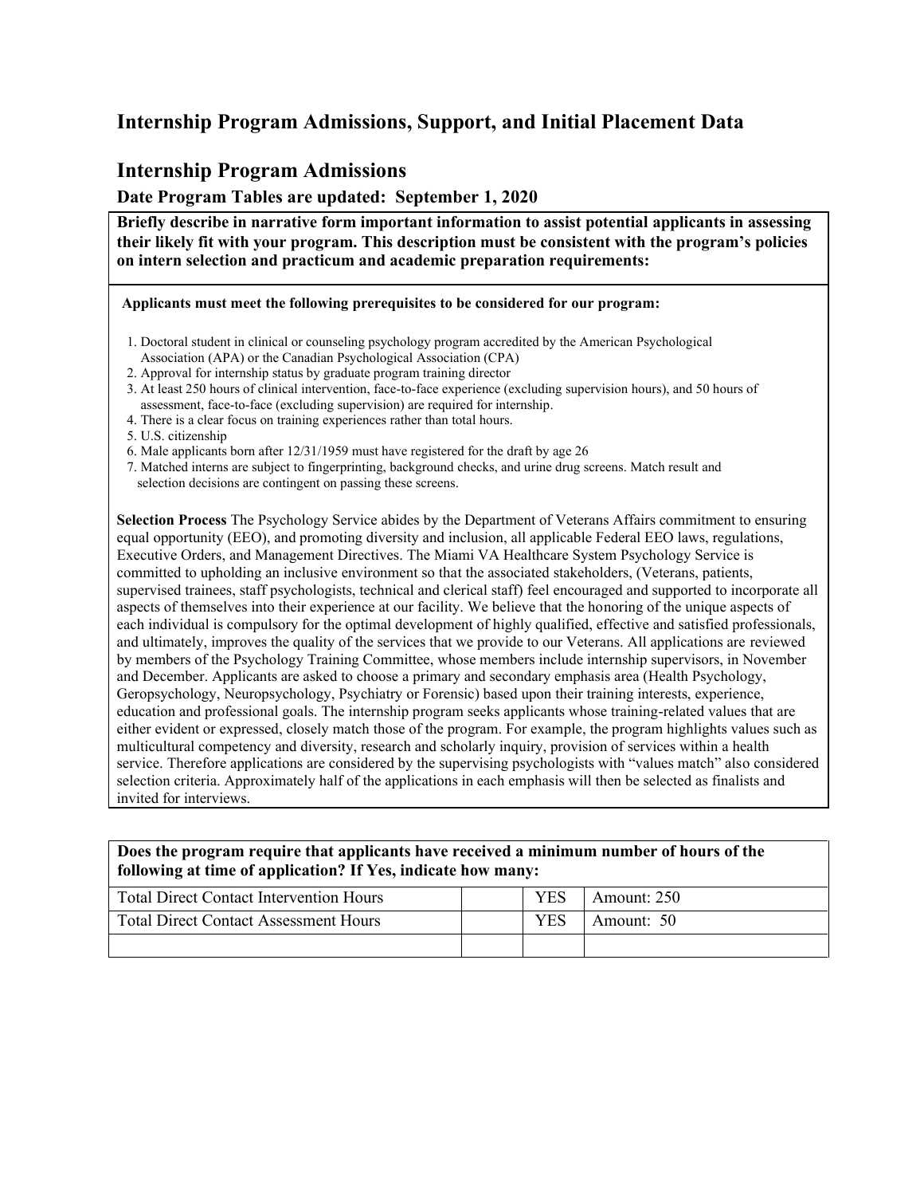## Internship Program Admissions, Support, and Initial Placement Data

## Internship Program Admissions

### Date Program Tables are updated: September 1, 2020

**Briefly describe in narrative form important information to assist potential applicants in assessing their likely fit with your program. This description must be consistent with the program's policies on intern selection and practicum and academic preparation requirements:**

**Applicants must meet the following prerequisites to be considered for our program:**

1. Doctoral student in clinical or counseling psychology program accredited by the American Psychological Association (APA) or the Canadian Psychological Association (CPA)
2. Approval for internship status by graduate program training director
3. At least 250 hours of clinical intervention, face-to-face experience (excluding supervision hours), and 50 hours of assessment, face-to-face (excluding supervision) are required for internship.
4. There is a clear focus on training experiences rather than total hours.
5. U.S. citizenship
6. Male applicants born after 12/31/1959 must have registered for the draft by age 26
7. Matched interns are subject to fingerprinting, background checks, and urine drug screens. Match result and selection decisions are contingent on passing these screens.

**Selection Process** The Psychology Service abides by the Department of Veterans Affairs commitment to ensuring equal opportunity (EEO), and promoting diversity and inclusion, all applicable Federal EEO laws, regulations, Executive Orders, and Management Directives. The Miami VA Healthcare System Psychology Service is committed to upholding an inclusive environment so that the associated stakeholders, (Veterans, patients, supervised trainees, staff psychologists, technical and clerical staff) feel encouraged and supported to incorporate all aspects of themselves into their experience at our facility. We believe that the honoring of the unique aspects of each individual is compulsory for the optimal development of highly qualified, effective and satisfied professionals, and ultimately, improves the quality of the services that we provide to our Veterans. All applications are reviewed by members of the Psychology Training Committee, whose members include internship supervisors, in November and December. Applicants are asked to choose a primary and secondary emphasis area (Health Psychology, Geropsychology, Neuropsychology, Psychiatry or Forensic) based upon their training interests, experience, education and professional goals. The internship program seeks applicants whose training-related values that are either evident or expressed, closely match those of the program. For example, the program highlights values such as multicultural competency and diversity, research and scholarly inquiry, provision of services within a health service. Therefore applications are considered by the supervising psychologists with "values match" also considered selection criteria. Approximately half of the applications in each emphasis will then be selected as finalists and invited for interviews.

| Does the program require that applicants have received a minimum number of hours of the following at time of application? If Yes, indicate how many: | | | |
|---|---|---|---|
| Total Direct Contact Intervention Hours | | YES | Amount: 250 |
| Total Direct Contact Assessment Hours | | YES | Amount: 50 |
| | | | |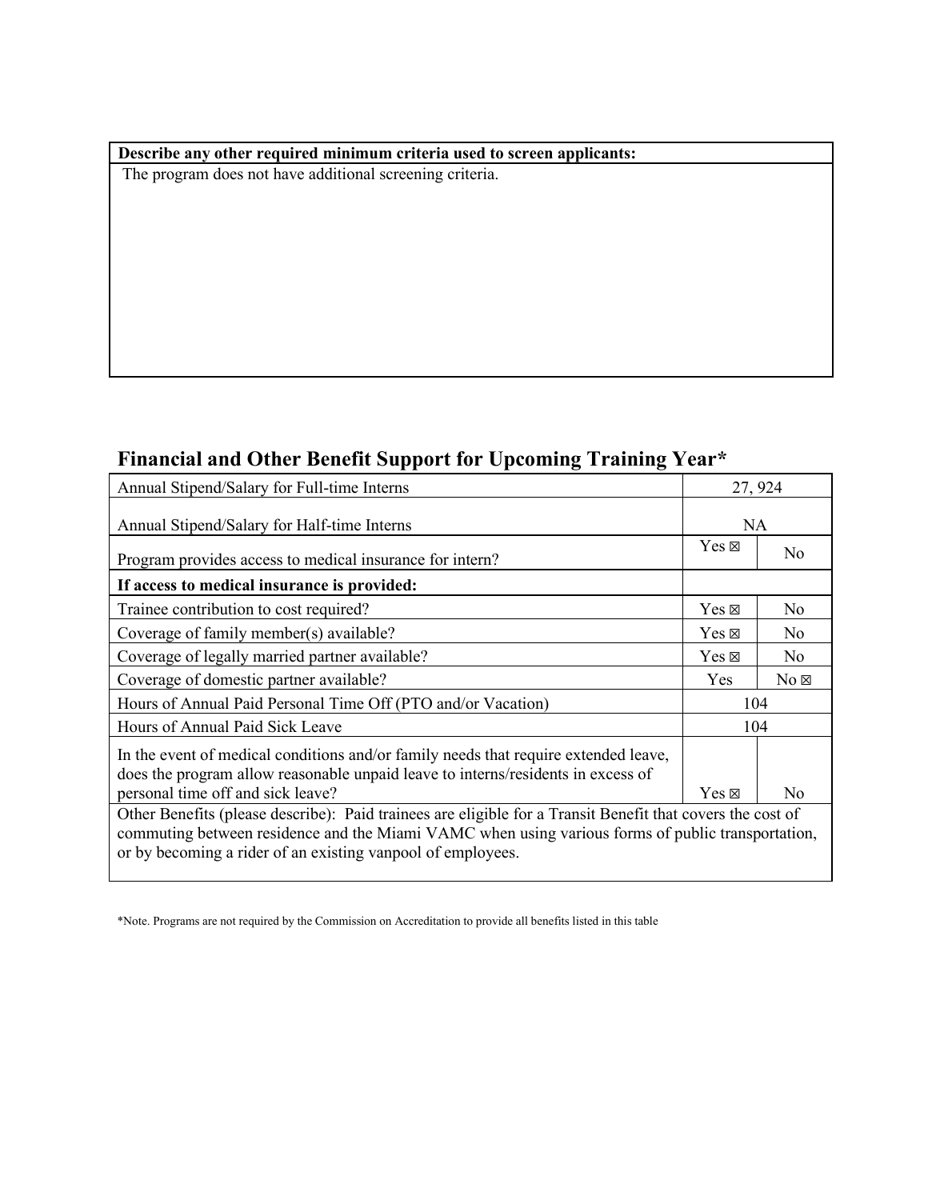| Describe any other required minimum criteria used to screen applicants: |
| --- |
| The program does not have additional screening criteria. |

## Financial and Other Benefit Support for Upcoming Training Year*

| Annual Stipend/Salary for Full-time Interns | 27, 924 | |
| --- | --- | --- |
| Annual Stipend/Salary for Half-time Interns | NA | |
| Program provides access to medical insurance for intern? | Yes ☒ | No |
| **If access to medical insurance is provided:** | | |
| Trainee contribution to cost required? | Yes ☒ | No |
| Coverage of family member(s) available? | Yes ☒ | No |
| Coverage of legally married partner available? | Yes ☒ | No |
| Coverage of domestic partner available? | Yes | No ☒ |
| Hours of Annual Paid Personal Time Off (PTO and/or Vacation) | 104 | |
| Hours of Annual Paid Sick Leave | 104 | |
| In the event of medical conditions and/or family needs that require extended leave, does the program allow reasonable unpaid leave to interns/residents in excess of personal time off and sick leave? | Yes ☒ | No |
| Other Benefits (please describe): Paid trainees are eligible for a Transit Benefit that covers the cost of commuting between residence and the Miami VAMC when using various forms of public transportation, or by becoming a rider of an existing vanpool of employees. | | |

*Note. Programs are not required by the Commission on Accreditation to provide all benefits listed in this table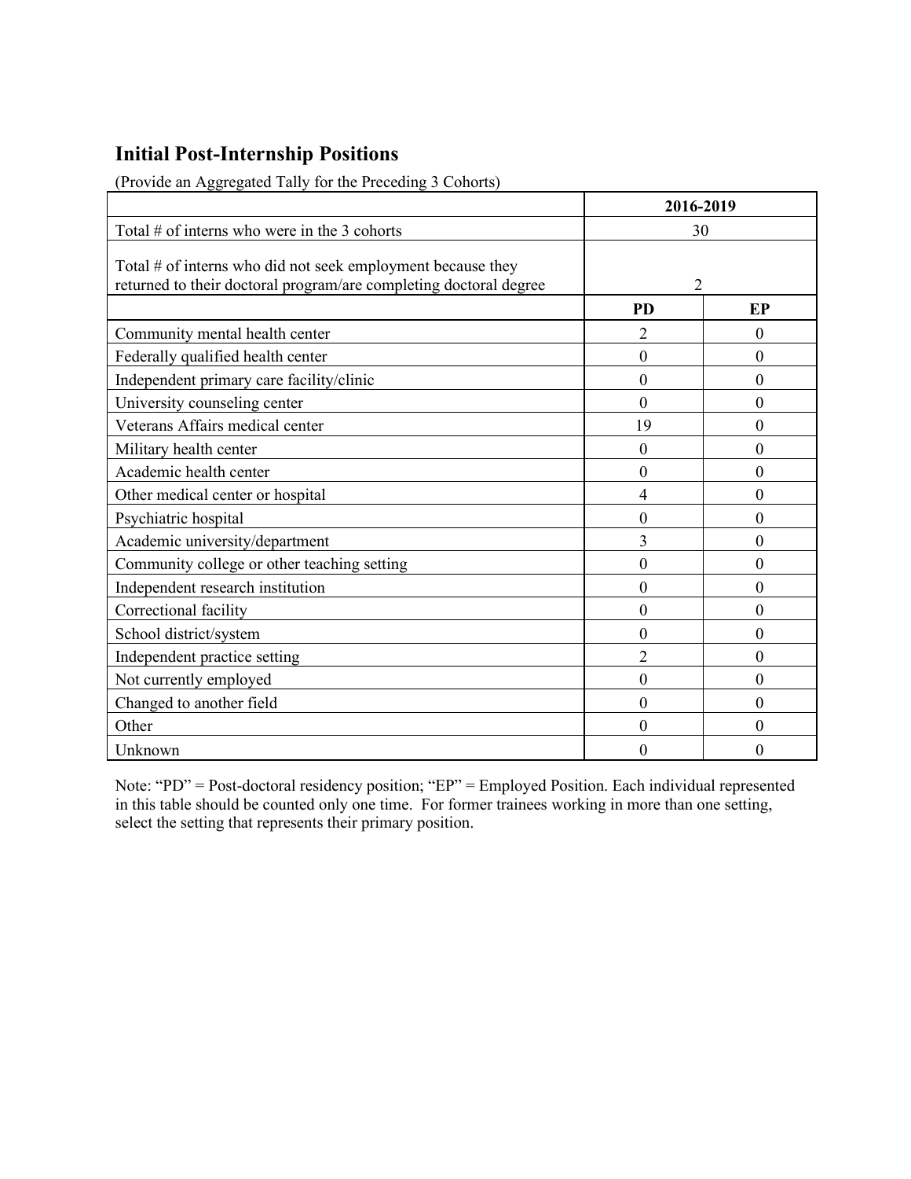## Initial Post-Internship Positions

(Provide an Aggregated Tally for the Preceding 3 Cohorts)

| | 2016-2019 | |
|---|---|---|
| Total # of interns who were in the 3 cohorts | 30 | |
| Total # of interns who did not seek employment because they returned to their doctoral program/are completing doctoral degree | 2 | |
| | **PD** | **EP** |
| Community mental health center | 2 | 0 |
| Federally qualified health center | 0 | 0 |
| Independent primary care facility/clinic | 0 | 0 |
| University counseling center | 0 | 0 |
| Veterans Affairs medical center | 19 | 0 |
| Military health center | 0 | 0 |
| Academic health center | 0 | 0 |
| Other medical center or hospital | 4 | 0 |
| Psychiatric hospital | 0 | 0 |
| Academic university/department | 3 | 0 |
| Community college or other teaching setting | 0 | 0 |
| Independent research institution | 0 | 0 |
| Correctional facility | 0 | 0 |
| School district/system | 0 | 0 |
| Independent practice setting | 2 | 0 |
| Not currently employed | 0 | 0 |
| Changed to another field | 0 | 0 |
| Other | 0 | 0 |
| Unknown | 0 | 0 |

Note: "PD" = Post-doctoral residency position; "EP" = Employed Position. Each individual represented in this table should be counted only one time. For former trainees working in more than one setting, select the setting that represents their primary position.